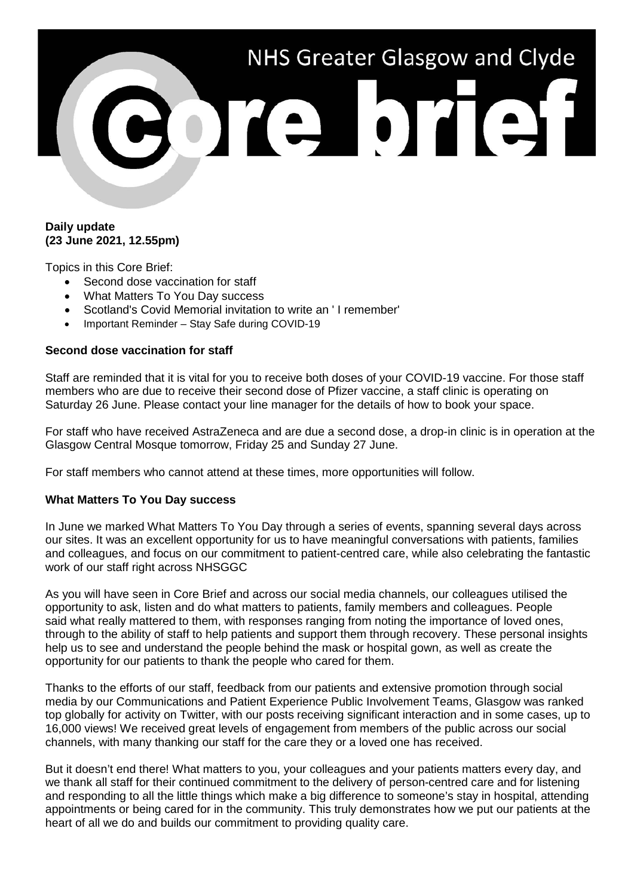# NHS Greater Glasgow and Clyde

# core brief

**Daily update**
**(23 June 2021, 12.55pm)**

Topics in this Core Brief:

- Second dose vaccination for staff
- What Matters To You Day success
- Scotland's Covid Memorial invitation to write an ' I remember'
- Important Reminder – Stay Safe during COVID-19

**Second dose vaccination for staff**

Staff are reminded that it is vital for you to receive both doses of your COVID-19 vaccine. For those staff members who are due to receive their second dose of Pfizer vaccine, a staff clinic is operating on Saturday 26 June. Please contact your line manager for the details of how to book your space.

For staff who have received AstraZeneca and are due a second dose, a drop-in clinic is in operation at the Glasgow Central Mosque tomorrow, Friday 25 and Sunday 27 June.

For staff members who cannot attend at these times, more opportunities will follow.

**What Matters To You Day success**

In June we marked What Matters To You Day through a series of events, spanning several days across our sites. It was an excellent opportunity for us to have meaningful conversations with patients, families and colleagues, and focus on our commitment to patient-centred care, while also celebrating the fantastic work of our staff right across NHSGGC

As you will have seen in Core Brief and across our social media channels, our colleagues utilised the opportunity to ask, listen and do what matters to patients, family members and colleagues. People said what really mattered to them, with responses ranging from noting the importance of loved ones, through to the ability of staff to help patients and support them through recovery. These personal insights help us to see and understand the people behind the mask or hospital gown, as well as create the opportunity for our patients to thank the people who cared for them.

Thanks to the efforts of our staff, feedback from our patients and extensive promotion through social media by our Communications and Patient Experience Public Involvement Teams, Glasgow was ranked top globally for activity on Twitter, with our posts receiving significant interaction and in some cases, up to 16,000 views! We received great levels of engagement from members of the public across our social channels, with many thanking our staff for the care they or a loved one has received.

But it doesn't end there! What matters to you, your colleagues and your patients matters every day, and we thank all staff for their continued commitment to the delivery of person-centred care and for listening and responding to all the little things which make a big difference to someone's stay in hospital, attending appointments or being cared for in the community. This truly demonstrates how we put our patients at the heart of all we do and builds our commitment to providing quality care.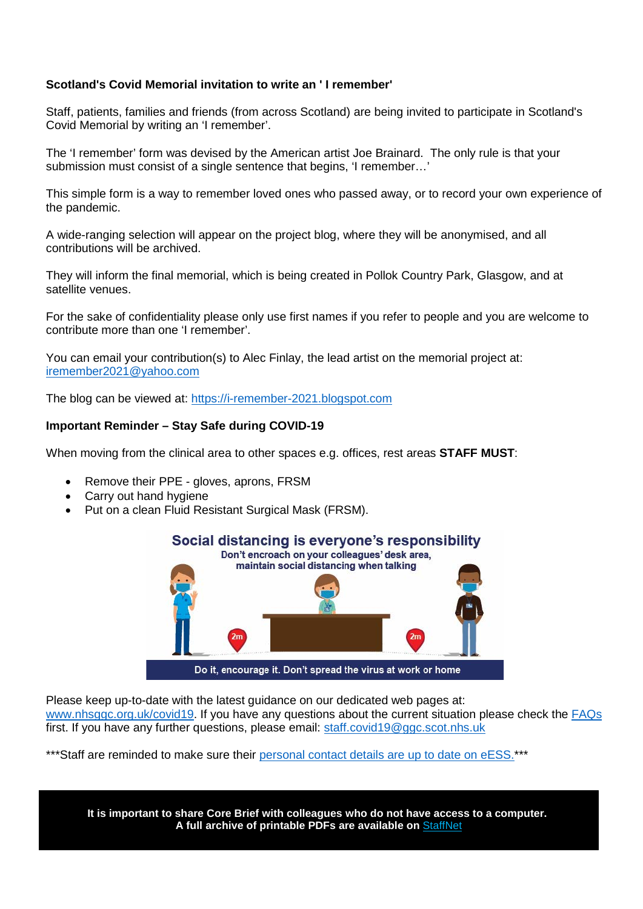**Scotland's Covid Memorial invitation to write an ' I remember'**

Staff, patients, families and friends (from across Scotland) are being invited to participate in Scotland's Covid Memorial by writing an 'I remember'.

The 'I remember' form was devised by the American artist Joe Brainard. The only rule is that your submission must consist of a single sentence that begins, 'I remember…'

This simple form is a way to remember loved ones who passed away, or to record your own experience of the pandemic.

A wide-ranging selection will appear on the project blog, where they will be anonymised, and all contributions will be archived.

They will inform the final memorial, which is being created in Pollok Country Park, Glasgow, and at satellite venues.

For the sake of confidentiality please only use first names if you refer to people and you are welcome to contribute more than one 'I remember'.

You can email your contribution(s) to Alec Finlay, the lead artist on the memorial project at: iremember2021@yahoo.com

The blog can be viewed at: https://i-remember-2021.blogspot.com

**Important Reminder – Stay Safe during COVID-19**

When moving from the clinical area to other spaces e.g. offices, rest areas **STAFF MUST**:

- Remove their PPE - gloves, aprons, FRSM
- Carry out hand hygiene
- Put on a clean Fluid Resistant Surgical Mask (FRSM).

Social distancing is everyone's responsibility

Don't encroach on your colleagues' desk area, maintain social distancing when talking

2m

2m

Do it, encourage it. Don't spread the virus at work or home

Please keep up-to-date with the latest guidance on our dedicated web pages at: www.nhsggc.org.uk/covid19. If you have any questions about the current situation please check the FAQs first. If you have any further questions, please email: staff.covid19@ggc.scot.nhs.uk

***Staff are reminded to make sure their personal contact details are up to date on eESS.***

**It is important to share Core Brief with colleagues who do not have access to a computer. A full archive of printable PDFs are available on StaffNet**